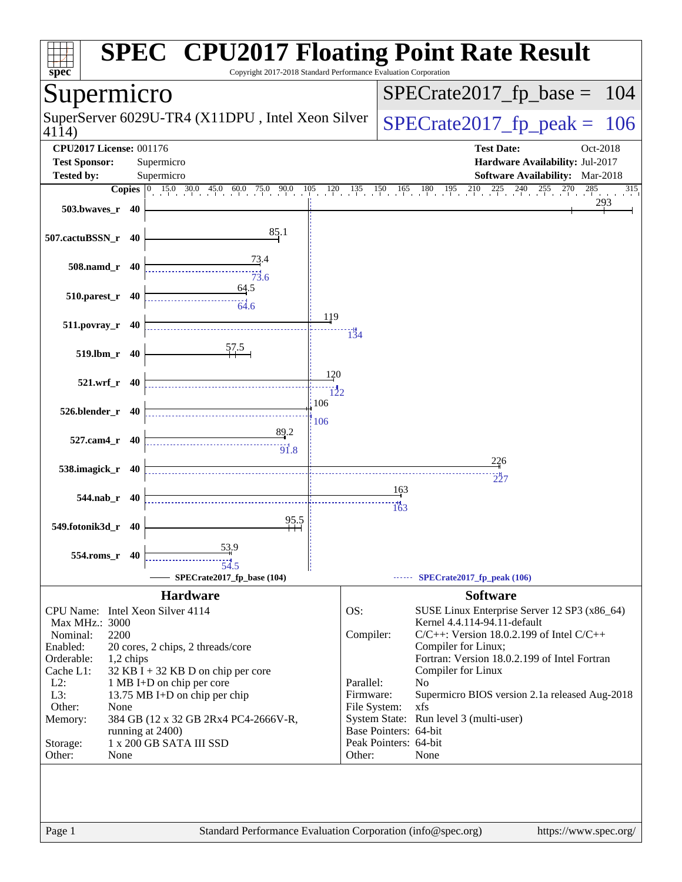# SPEC CPU2017 Floating Point Rate Result

Copyright 2017-2018 Standard Performance Evaluation Corporation

## Supermicro

SuperServer 6029U-TR4 (X11DPU , Intel Xeon Silver 4114)

SPECrate2017_fp_base = 104

SPECrate2017_fp_peak = 106

**CPU2017 License:** 001176
**Test Sponsor:** Supermicro
**Tested by:** Supermicro

**Test Date:** Oct-2018
**Hardware Availability:** Jul-2017
**Software Availability:** Mar-2018

| Benchmark | Copies | Base | Peak |
|---|---|---|---|
| 503.bwaves_r | 40 | 293 | |
| 507.cactuBSSN_r | 40 | 85.1 | |
| 508.namd_r | 40 | 73.4 | 73.6 |
| 510.parest_r | 40 | 64.5 | 64.6 |
| 511.povray_r | 40 | 119 | 134 |
| 519.lbm_r | 40 | 57.5 | |
| 521.wrf_r | 40 | 120 | 122 |
| 526.blender_r | 40 | 106 | 106 |
| 527.cam4_r | 40 | 89.2 | 91.8 |
| 538.imagick_r | 40 | 226 | 227 |
| 544.nab_r | 40 | 163 | 163 |
| 549.fotonik3d_r | 40 | 95.5 | |
| 554.roms_r | 40 | 53.9 | 54.5 |

SPECrate2017_fp_base (104) — SPECrate2017_fp_peak (106)

### Hardware

| | |
|---|---|
| CPU Name: | Intel Xeon Silver 4114 |
| Max MHz.: | 3000 |
| Nominal: | 2200 |
| Enabled: | 20 cores, 2 chips, 2 threads/core |
| Orderable: | 1,2 chips |
| Cache L1: | 32 KB I + 32 KB D on chip per core |
| L2: | 1 MB I+D on chip per core |
| L3: | 13.75 MB I+D on chip per chip |
| Other: | None |
| Memory: | 384 GB (12 x 32 GB 2Rx4 PC4-2666V-R, running at 2400) |
| Storage: | 1 x 200 GB SATA III SSD |
| Other: | None |

### Software

| | |
|---|---|
| OS: | SUSE Linux Enterprise Server 12 SP3 (x86_64) Kernel 4.4.114-94.11-default |
| Compiler: | C/C++: Version 18.0.2.199 of Intel C/C++ Compiler for Linux; Fortran: Version 18.0.2.199 of Intel Fortran Compiler for Linux |
| Parallel: | No |
| Firmware: | Supermicro BIOS version 2.1a released Aug-2018 |
| File System: | xfs |
| System State: | Run level 3 (multi-user) |
| Base Pointers: | 64-bit |
| Peak Pointers: | 64-bit |
| Other: | None |

Standard Performance Evaluation Corporation (info@spec.org) https://www.spec.org/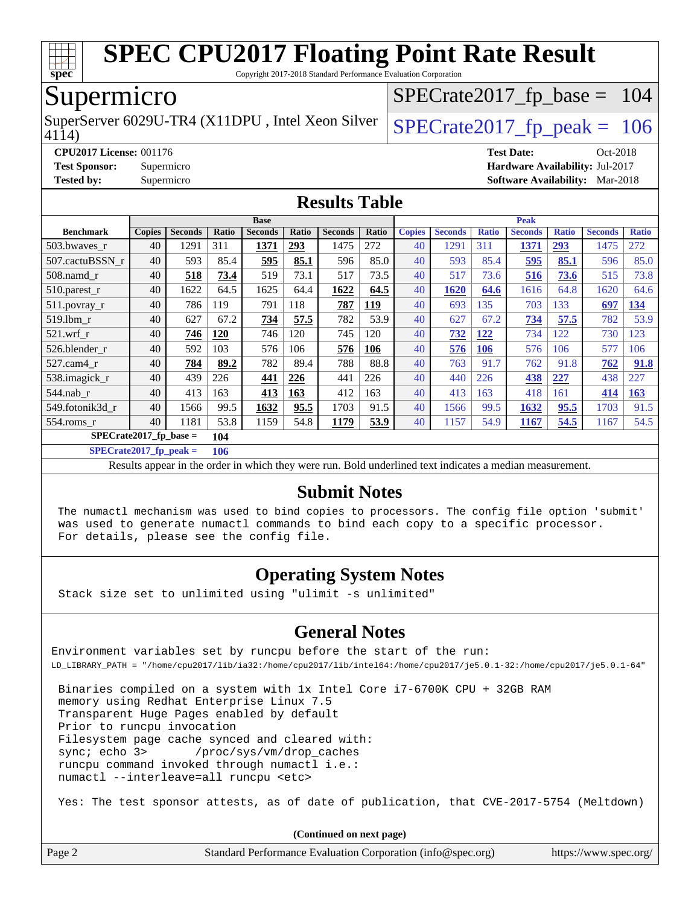# SPEC CPU2017 Floating Point Rate Result

Copyright 2017-2018 Standard Performance Evaluation Corporation

## Supermicro

SuperServer 6029U-TR4 (X11DPU , Intel Xeon Silver 4114)

SPECrate2017_fp_base = 104

SPECrate2017_fp_peak = 106

**CPU2017 License:** 001176
**Test Sponsor:** Supermicro
**Tested by:** Supermicro

**Test Date:** Oct-2018
**Hardware Availability:** Jul-2017
**Software Availability:** Mar-2018

## Results Table

| Benchmark | Base | | | | | | | Peak | | | | | | |
|---|---|---|---|---|---|---|---|---|---|---|---|---|---|---|
| | Copies | Seconds | Ratio | Seconds | Ratio | Seconds | Ratio | Copies | Seconds | Ratio | Seconds | Ratio | Seconds | Ratio |
| 503.bwaves_r | 40 | 1291 | 311 | **1371** | **293** | 1475 | 272 | 40 | 1291 | 311 | **1371** | **293** | 1475 | 272 |
| 507.cactuBSSN_r | 40 | 593 | 85.4 | **595** | **85.1** | 596 | 85.0 | 40 | 593 | 85.4 | **595** | **85.1** | 596 | 85.0 |
| 508.namd_r | 40 | **518** | **73.4** | 519 | 73.1 | 517 | 73.5 | 40 | 517 | 73.6 | **516** | **73.6** | 515 | 73.8 |
| 510.parest_r | 40 | 1622 | 64.5 | 1625 | 64.4 | **1622** | **64.5** | 40 | **1620** | **64.6** | 1616 | 64.8 | 1620 | 64.6 |
| 511.povray_r | 40 | 786 | 119 | 791 | 118 | **787** | **119** | 40 | 693 | 135 | 703 | 133 | **697** | **134** |
| 519.lbm_r | 40 | 627 | 67.2 | **734** | **57.5** | 782 | 53.9 | 40 | 627 | 67.2 | **734** | **57.5** | 782 | 53.9 |
| 521.wrf_r | 40 | **746** | **120** | 746 | 120 | 745 | 120 | 40 | **732** | **122** | 734 | 122 | 730 | 123 |
| 526.blender_r | 40 | 592 | 103 | 576 | 106 | **576** | **106** | 40 | **576** | **106** | 576 | 106 | 577 | 106 |
| 527.cam4_r | 40 | **784** | **89.2** | 782 | 89.4 | 788 | 88.8 | 40 | 763 | 91.7 | 762 | 91.8 | **762** | **91.8** |
| 538.imagick_r | 40 | 439 | 226 | **441** | **226** | 441 | 226 | 40 | 440 | 226 | **438** | **227** | 438 | 227 |
| 544.nab_r | 40 | 413 | 163 | **413** | **163** | 412 | 163 | 40 | 413 | 163 | 418 | 161 | **414** | **163** |
| 549.fotonik3d_r | 40 | 1566 | 99.5 | **1632** | **95.5** | 1703 | 91.5 | 40 | 1566 | 99.5 | **1632** | **95.5** | 1703 | 91.5 |
| 554.roms_r | 40 | 1181 | 53.8 | 1159 | 54.8 | **1179** | **53.9** | 40 | 1157 | 54.9 | **1167** | **54.5** | 1167 | 54.5 |

**SPECrate2017_fp_base = 104**

**SPECrate2017_fp_peak = 106**

Results appear in the order in which they were run. Bold underlined text indicates a median measurement.

## Submit Notes

The numactl mechanism was used to bind copies to processors. The config file option 'submit' was used to generate numactl commands to bind each copy to a specific processor. For details, please see the config file.

## Operating System Notes

Stack size set to unlimited using "ulimit -s unlimited"

## General Notes

Environment variables set by runcpu before the start of the run:
LD_LIBRARY_PATH = "/home/cpu2017/lib/ia32:/home/cpu2017/lib/intel64:/home/cpu2017/je5.0.1-32:/home/cpu2017/je5.0.1-64"

Binaries compiled on a system with 1x Intel Core i7-6700K CPU + 32GB RAM
memory using Redhat Enterprise Linux 7.5
Transparent Huge Pages enabled by default
Prior to runcpu invocation
Filesystem page cache synced and cleared with:
sync; echo 3>       /proc/sys/vm/drop_caches
runcpu command invoked through numactl i.e.:
numactl --interleave=all runcpu <etc>

Yes: The test sponsor attests, as of date of publication, that CVE-2017-5754 (Meltdown)

**(Continued on next page)**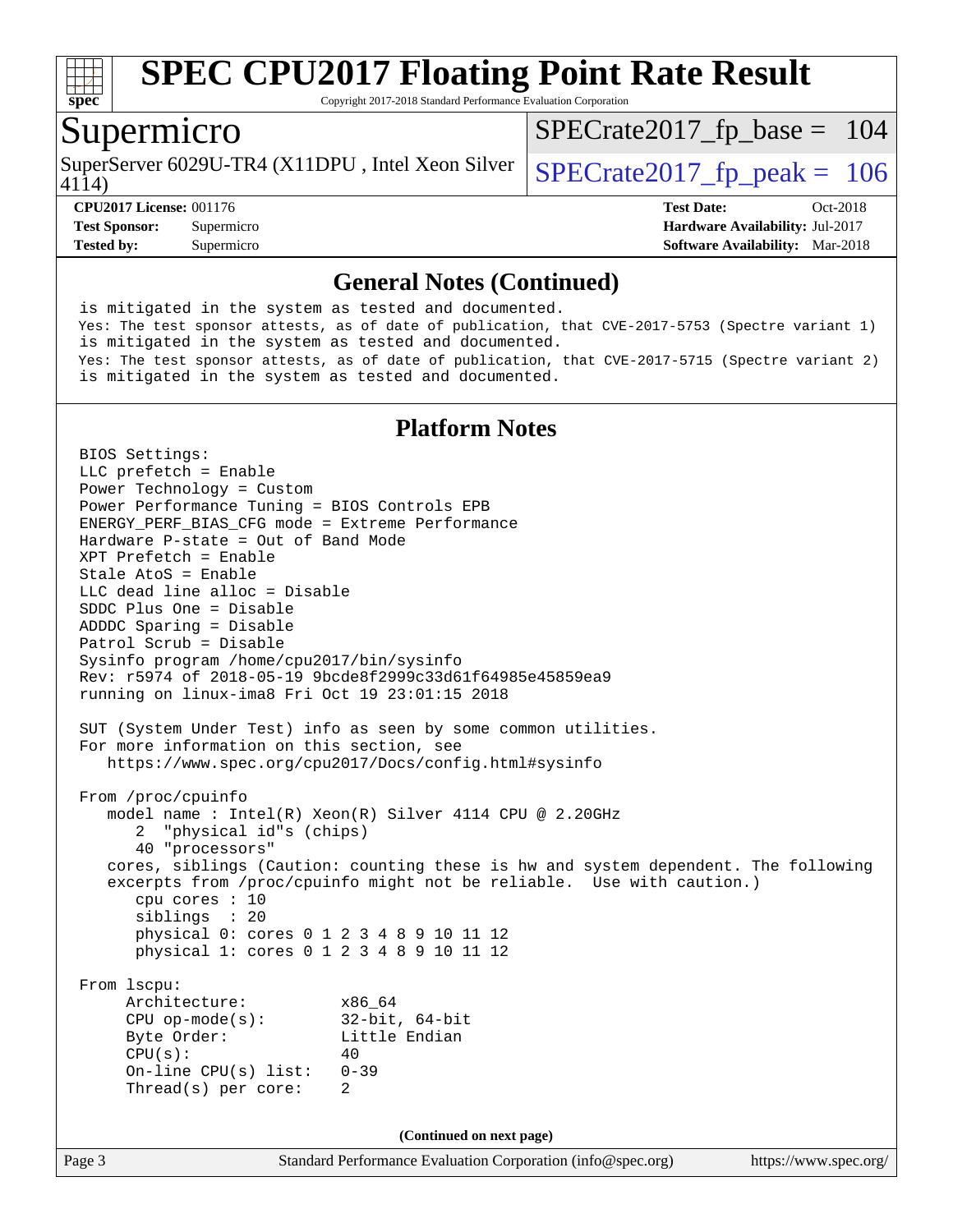# SPEC CPU2017 Floating Point Rate Result

Copyright 2017-2018 Standard Performance Evaluation Corporation

## Supermicro

SuperServer 6029U-TR4 (X11DPU , Intel Xeon Silver 4114)

SPECrate2017_fp_base = 104

SPECrate2017_fp_peak = 106

**CPU2017 License:** 001176
**Test Sponsor:** Supermicro
**Tested by:** Supermicro

**Test Date:** Oct-2018
**Hardware Availability:** Jul-2017
**Software Availability:** Mar-2018

## General Notes (Continued)

```
 is mitigated in the system as tested and documented.
Yes: The test sponsor attests, as of date of publication, that CVE-2017-5753 (Spectre variant 1)
 is mitigated in the system as tested and documented.
Yes: The test sponsor attests, as of date of publication, that CVE-2017-5715 (Spectre variant 2)
 is mitigated in the system as tested and documented.
```

## Platform Notes

```
BIOS Settings:
LLC prefetch = Enable
Power Technology = Custom
Power Performance Tuning = BIOS Controls EPB
ENERGY_PERF_BIAS_CFG mode = Extreme Performance
Hardware P-state = Out of Band Mode
XPT Prefetch = Enable
Stale AtoS = Enable
LLC dead line alloc = Disable
SDDC Plus One = Disable
ADDDC Sparing = Disable
Patrol Scrub = Disable
Sysinfo program /home/cpu2017/bin/sysinfo
Rev: r5974 of 2018-05-19 9bcde8f2999c33d61f64985e45859ea9
running on linux-ima8 Fri Oct 19 23:01:15 2018

SUT (System Under Test) info as seen by some common utilities.
For more information on this section, see
   https://www.spec.org/cpu2017/Docs/config.html#sysinfo

From /proc/cpuinfo
   model name : Intel(R) Xeon(R) Silver 4114 CPU @ 2.20GHz
      2  "physical id"s (chips)
      40 "processors"
   cores, siblings (Caution: counting these is hw and system dependent. The following
   excerpts from /proc/cpuinfo might not be reliable.  Use with caution.)
      cpu cores : 10
      siblings  : 20
      physical 0: cores 0 1 2 3 4 8 9 10 11 12
      physical 1: cores 0 1 2 3 4 8 9 10 11 12

From lscpu:
     Architecture:          x86_64
     CPU op-mode(s):        32-bit, 64-bit
     Byte Order:            Little Endian
     CPU(s):                40
     On-line CPU(s) list:   0-39
     Thread(s) per core:    2
```

(Continued on next page)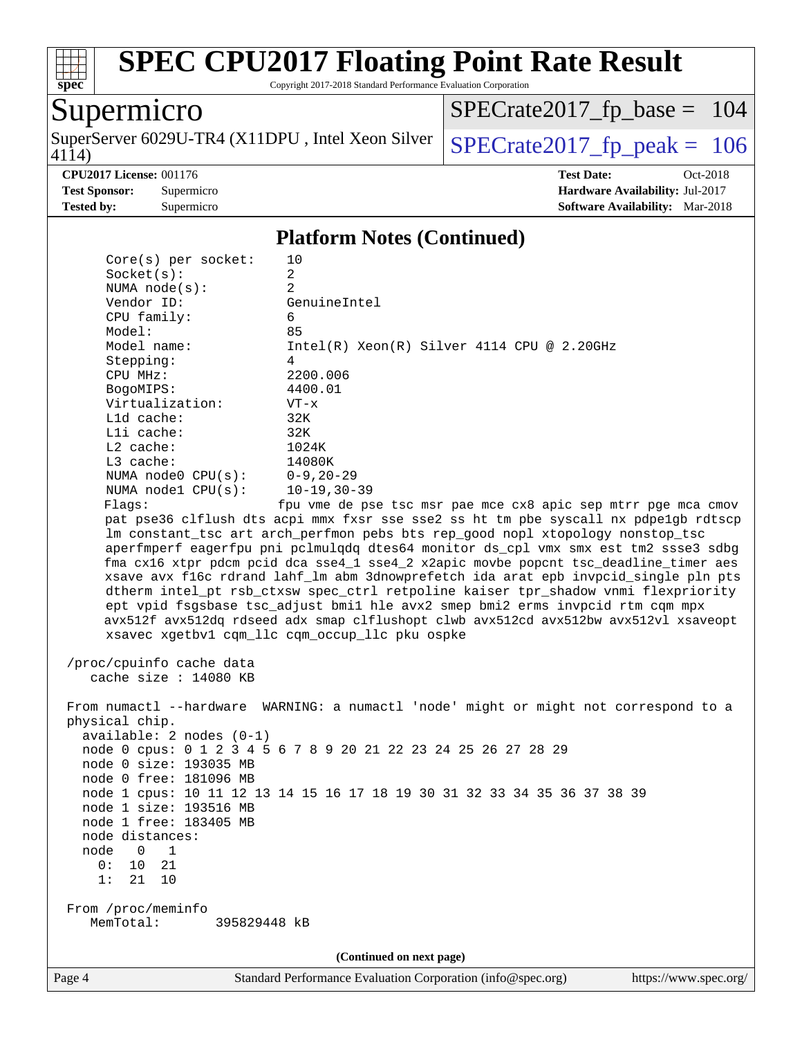# SPEC CPU2017 Floating Point Rate Result

Copyright 2017-2018 Standard Performance Evaluation Corporation

**Supermicro**

SuperServer 6029U-TR4 (X11DPU , Intel Xeon Silver 4114)

SPECrate2017_fp_base = 104

SPECrate2017_fp_peak = 106

| | | | |
|---|---|---|---|
| **CPU2017 License:** | 001176 | **Test Date:** | Oct-2018 |
| **Test Sponsor:** | Supermicro | **Hardware Availability:** | Jul-2017 |
| **Tested by:** | Supermicro | **Software Availability:** | Mar-2018 |

## Platform Notes (Continued)

```
      Core(s) per socket:    10
      Socket(s):             2
      NUMA node(s):          2
      Vendor ID:             GenuineIntel
      CPU family:            6
      Model:                 85
      Model name:            Intel(R) Xeon(R) Silver 4114 CPU @ 2.20GHz
      Stepping:              4
      CPU MHz:               2200.006
      BogoMIPS:              4400.01
      Virtualization:        VT-x
      L1d cache:             32K
      L1i cache:             32K
      L2 cache:              1024K
      L3 cache:              14080K
      NUMA node0 CPU(s):     0-9,20-29
      NUMA node1 CPU(s):     10-19,30-39
      Flags:                 fpu vme de pse tsc msr pae mce cx8 apic sep mtrr pge mca cmov
      pat pse36 clflush dts acpi mmx fxsr sse sse2 ss ht tm pbe syscall nx pdpe1gb rdtscp
      lm constant_tsc art arch_perfmon pebs bts rep_good nopl xtopology nonstop_tsc
      aperfmperf eagerfpu pni pclmulqdq dtes64 monitor ds_cpl vmx smx est tm2 ssse3 sdbg
      fma cx16 xtpr pdcm pcid dca sse4_1 sse4_2 x2apic movbe popcnt tsc_deadline_timer aes
      xsave avx f16c rdrand lahf_lm abm 3dnowprefetch ida arat epb invpcid_single pln pts
      dtherm intel_pt rsb_ctxsw spec_ctrl retpoline kaiser tpr_shadow vnmi flexpriority
      ept vpid fsgsbase tsc_adjust bmi1 hle avx2 smep bmi2 erms invpcid rtm cqm mpx
      avx512f avx512dq rdseed adx smap clflushopt clwb avx512cd avx512bw avx512vl xsaveopt
      xsavec xgetbv1 cqm_llc cqm_occup_llc pku ospke

 /proc/cpuinfo cache data
    cache size : 14080 KB

 From numactl --hardware  WARNING: a numactl 'node' might or might not correspond to a
 physical chip.
   available: 2 nodes (0-1)
   node 0 cpus: 0 1 2 3 4 5 6 7 8 9 20 21 22 23 24 25 26 27 28 29
   node 0 size: 193035 MB
   node 0 free: 181096 MB
   node 1 cpus: 10 11 12 13 14 15 16 17 18 19 30 31 32 33 34 35 36 37 38 39
   node 1 size: 193516 MB
   node 1 free: 183405 MB
   node distances:
   node   0   1
     0:  10  21
     1:  21  10

 From /proc/meminfo
    MemTotal:       395829448 kB
```

**(Continued on next page)**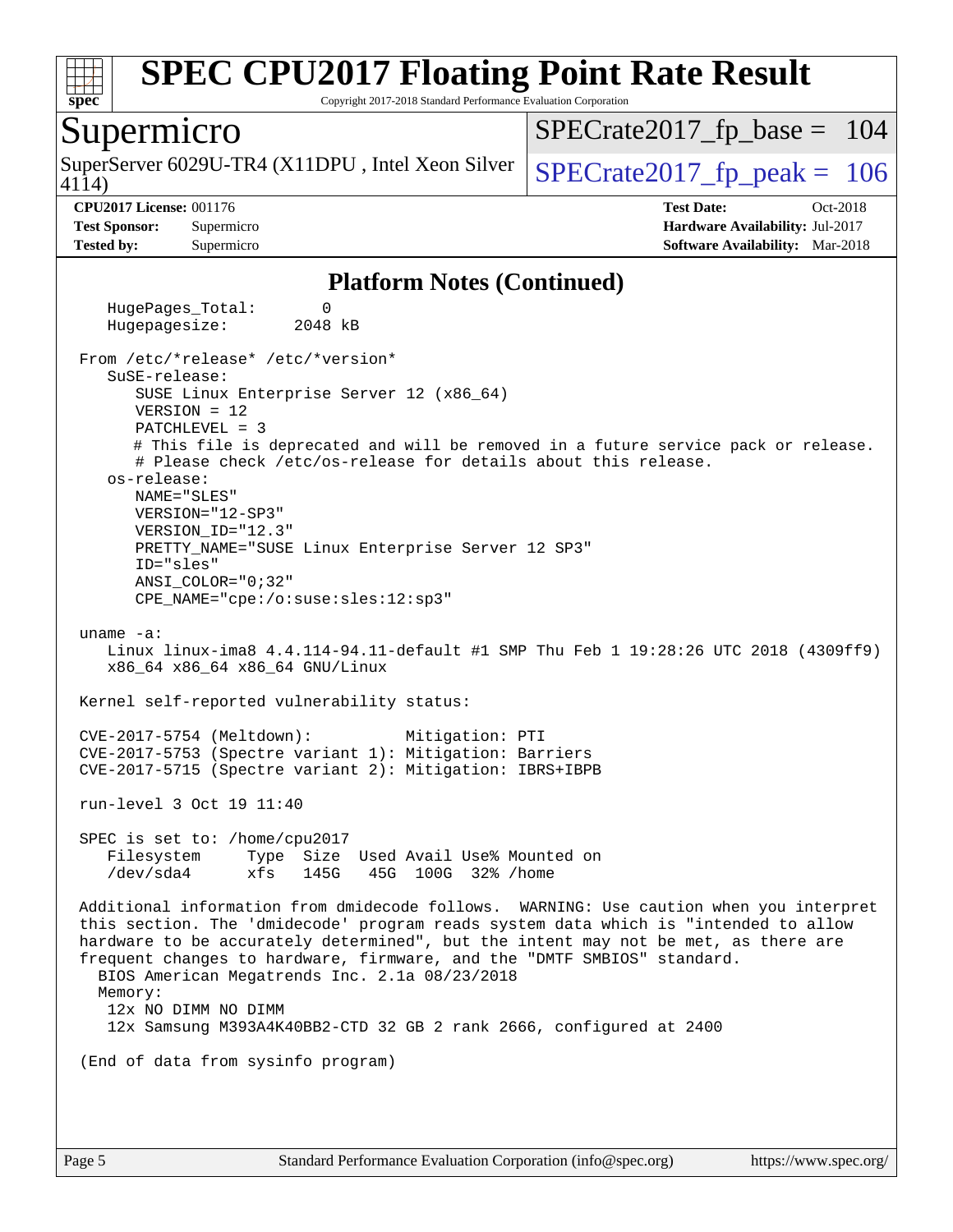# SPEC CPU2017 Floating Point Rate Result

Copyright 2017-2018 Standard Performance Evaluation Corporation

## Supermicro

SuperServer 6029U-TR4 (X11DPU , Intel Xeon Silver 4114)

SPECrate2017_fp_base = 104

SPECrate2017_fp_peak = 106

**CPU2017 License:** 001176
**Test Sponsor:** Supermicro
**Tested by:** Supermicro

**Test Date:** Oct-2018
**Hardware Availability:** Jul-2017
**Software Availability:** Mar-2018

### Platform Notes (Continued)

```
    HugePages_Total:       0
    Hugepagesize:       2048 kB

 From /etc/*release* /etc/*version*
    SuSE-release:
       SUSE Linux Enterprise Server 12 (x86_64)
       VERSION = 12
       PATCHLEVEL = 3
       # This file is deprecated and will be removed in a future service pack or release.
       # Please check /etc/os-release for details about this release.
    os-release:
       NAME="SLES"
       VERSION="12-SP3"
       VERSION_ID="12.3"
       PRETTY_NAME="SUSE Linux Enterprise Server 12 SP3"
       ID="sles"
       ANSI_COLOR="0;32"
       CPE_NAME="cpe:/o:suse:sles:12:sp3"

 uname -a:
    Linux linux-ima8 4.4.114-94.11-default #1 SMP Thu Feb 1 19:28:26 UTC 2018 (4309ff9)
    x86_64 x86_64 x86_64 GNU/Linux

 Kernel self-reported vulnerability status:

 CVE-2017-5754 (Meltdown):          Mitigation: PTI
 CVE-2017-5753 (Spectre variant 1): Mitigation: Barriers
 CVE-2017-5715 (Spectre variant 2): Mitigation: IBRS+IBPB

 run-level 3 Oct 19 11:40

 SPEC is set to: /home/cpu2017
    Filesystem     Type  Size  Used Avail Use% Mounted on
    /dev/sda4      xfs   145G   45G  100G  32% /home

 Additional information from dmidecode follows.  WARNING: Use caution when you interpret
 this section. The 'dmidecode' program reads system data which is "intended to allow
 hardware to be accurately determined", but the intent may not be met, as there are
 frequent changes to hardware, firmware, and the "DMTF SMBIOS" standard.
   BIOS American Megatrends Inc. 2.1a 08/23/2018
   Memory:
    12x NO DIMM NO DIMM
    12x Samsung M393A4K40BB2-CTD 32 GB 2 rank 2666, configured at 2400

 (End of data from sysinfo program)
```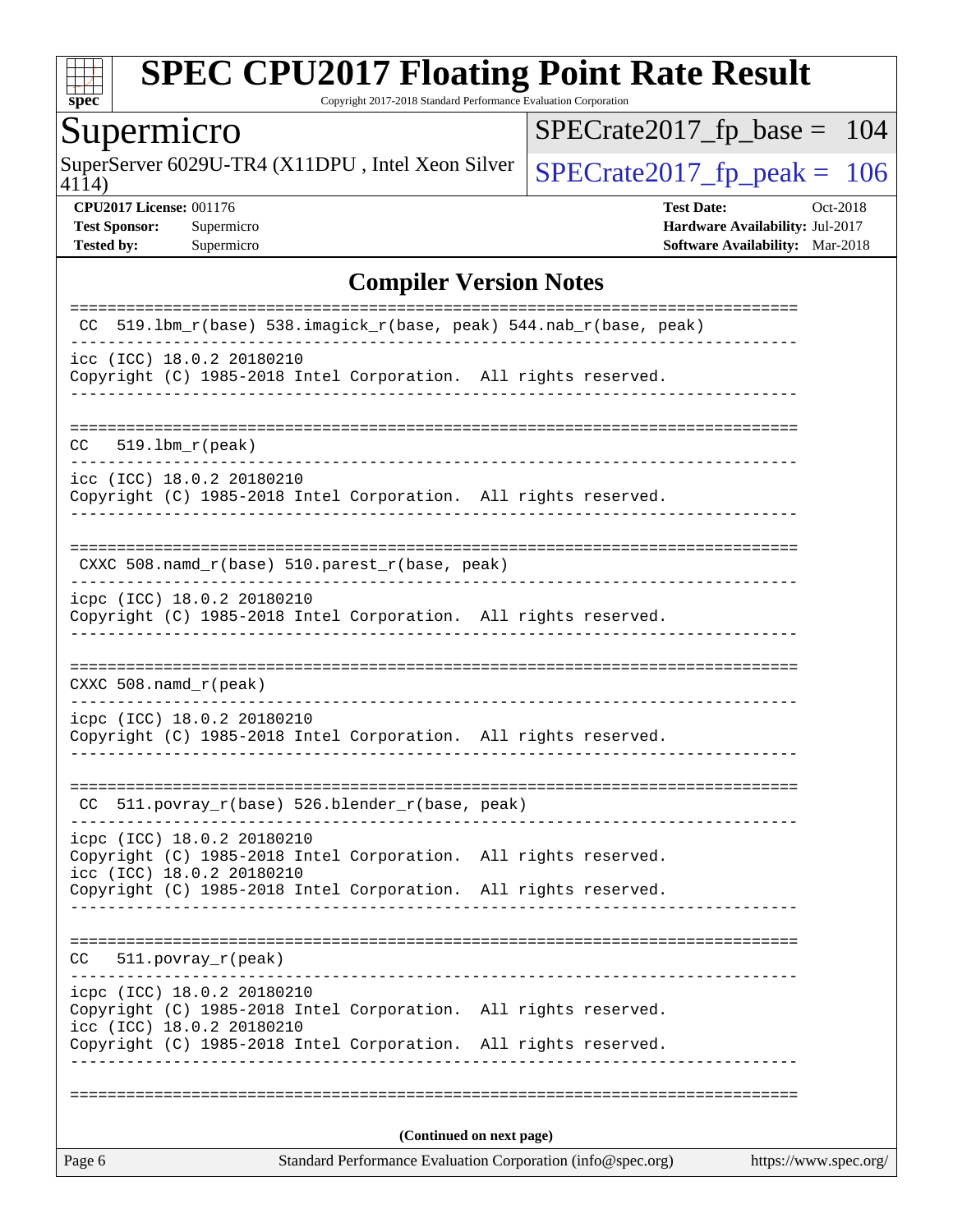# SPEC CPU2017 Floating Point Rate Result

Copyright 2017-2018 Standard Performance Evaluation Corporation

## Supermicro

SuperServer 6029U-TR4 (X11DPU , Intel Xeon Silver 4114)

SPECrate2017_fp_base = 104

SPECrate2017_fp_peak = 106

**CPU2017 License:** 001176
**Test Sponsor:** Supermicro
**Tested by:** Supermicro

**Test Date:** Oct-2018
**Hardware Availability:** Jul-2017
**Software Availability:** Mar-2018

## Compiler Version Notes

```
==============================================================================
 CC  519.lbm_r(base) 538.imagick_r(base, peak) 544.nab_r(base, peak)
------------------------------------------------------------------------------
icc (ICC) 18.0.2 20180210
Copyright (C) 1985-2018 Intel Corporation.  All rights reserved.
------------------------------------------------------------------------------

==============================================================================
CC   519.lbm_r(peak)
------------------------------------------------------------------------------
icc (ICC) 18.0.2 20180210
Copyright (C) 1985-2018 Intel Corporation.  All rights reserved.
------------------------------------------------------------------------------

==============================================================================
 CXXC 508.namd_r(base) 510.parest_r(base, peak)
------------------------------------------------------------------------------
icpc (ICC) 18.0.2 20180210
Copyright (C) 1985-2018 Intel Corporation.  All rights reserved.
------------------------------------------------------------------------------

==============================================================================
CXXC 508.namd_r(peak)
------------------------------------------------------------------------------
icpc (ICC) 18.0.2 20180210
Copyright (C) 1985-2018 Intel Corporation.  All rights reserved.
------------------------------------------------------------------------------

==============================================================================
 CC  511.povray_r(base) 526.blender_r(base, peak)
------------------------------------------------------------------------------
icpc (ICC) 18.0.2 20180210
Copyright (C) 1985-2018 Intel Corporation.  All rights reserved.
icc (ICC) 18.0.2 20180210
Copyright (C) 1985-2018 Intel Corporation.  All rights reserved.
------------------------------------------------------------------------------

==============================================================================
CC   511.povray_r(peak)
------------------------------------------------------------------------------
icpc (ICC) 18.0.2 20180210
Copyright (C) 1985-2018 Intel Corporation.  All rights reserved.
icc (ICC) 18.0.2 20180210
Copyright (C) 1985-2018 Intel Corporation.  All rights reserved.
------------------------------------------------------------------------------

==============================================================================
```

**(Continued on next page)**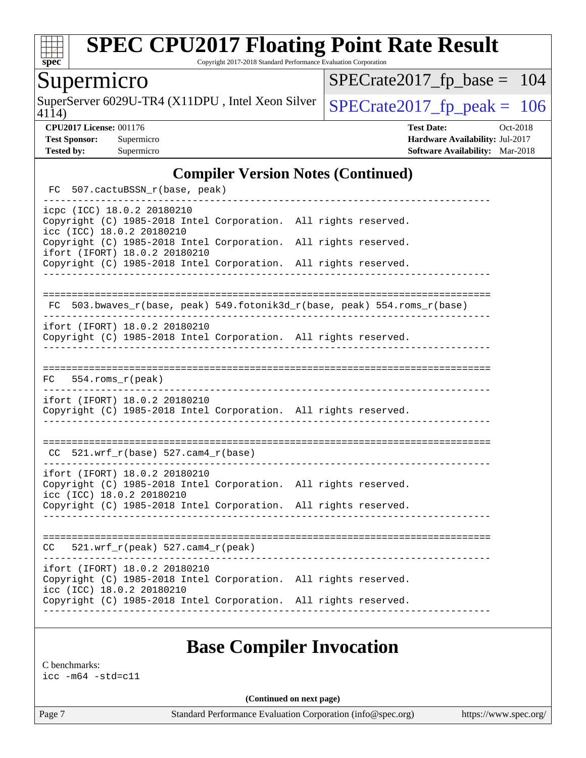## Compiler Version Notes (Continued)

```
 FC  507.cactuBSSN_r(base, peak)
------------------------------------------------------------------------------
icpc (ICC) 18.0.2 20180210
Copyright (C) 1985-2018 Intel Corporation.  All rights reserved.
icc (ICC) 18.0.2 20180210
Copyright (C) 1985-2018 Intel Corporation.  All rights reserved.
ifort (IFORT) 18.0.2 20180210
Copyright (C) 1985-2018 Intel Corporation.  All rights reserved.
------------------------------------------------------------------------------

==============================================================================
 FC  503.bwaves_r(base, peak) 549.fotonik3d_r(base, peak) 554.roms_r(base)
------------------------------------------------------------------------------
ifort (IFORT) 18.0.2 20180210
Copyright (C) 1985-2018 Intel Corporation.  All rights reserved.
------------------------------------------------------------------------------

==============================================================================
 FC   554.roms_r(peak)
------------------------------------------------------------------------------
ifort (IFORT) 18.0.2 20180210
Copyright (C) 1985-2018 Intel Corporation.  All rights reserved.
------------------------------------------------------------------------------

==============================================================================
 CC  521.wrf_r(base) 527.cam4_r(base)
------------------------------------------------------------------------------
ifort (IFORT) 18.0.2 20180210
Copyright (C) 1985-2018 Intel Corporation.  All rights reserved.
icc (ICC) 18.0.2 20180210
Copyright (C) 1985-2018 Intel Corporation.  All rights reserved.
------------------------------------------------------------------------------

==============================================================================
 CC   521.wrf_r(peak) 527.cam4_r(peak)
------------------------------------------------------------------------------
ifort (IFORT) 18.0.2 20180210
Copyright (C) 1985-2018 Intel Corporation.  All rights reserved.
icc (ICC) 18.0.2 20180210
Copyright (C) 1985-2018 Intel Corporation.  All rights reserved.
------------------------------------------------------------------------------
```

## Base Compiler Invocation

C benchmarks:
icc -m64 -std=c11

(Continued on next page)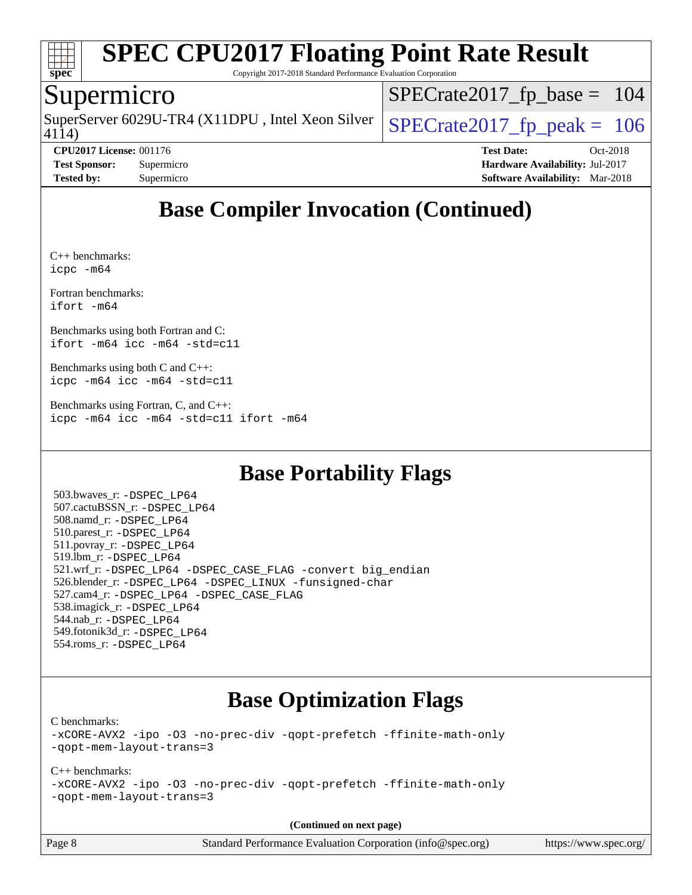# Base Compiler Invocation (Continued)

C++ benchmarks:
`icpc -m64`

Fortran benchmarks:
`ifort -m64`

Benchmarks using both Fortran and C:
`ifort -m64 icc -m64 -std=c11`

Benchmarks using both C and C++:
`icpc -m64 icc -m64 -std=c11`

Benchmarks using Fortran, C, and C++:
`icpc -m64 icc -m64 -std=c11 ifort -m64`

# Base Portability Flags

503.bwaves_r: `-DSPEC_LP64`
507.cactuBSSN_r: `-DSPEC_LP64`
508.namd_r: `-DSPEC_LP64`
510.parest_r: `-DSPEC_LP64`
511.povray_r: `-DSPEC_LP64`
519.lbm_r: `-DSPEC_LP64`
521.wrf_r: `-DSPEC_LP64 -DSPEC_CASE_FLAG -convert big_endian`
526.blender_r: `-DSPEC_LP64 -DSPEC_LINUX -funsigned-char`
527.cam4_r: `-DSPEC_LP64 -DSPEC_CASE_FLAG`
538.imagick_r: `-DSPEC_LP64`
544.nab_r: `-DSPEC_LP64`
549.fotonik3d_r: `-DSPEC_LP64`
554.roms_r: `-DSPEC_LP64`

# Base Optimization Flags

C benchmarks:
`-xCORE-AVX2 -ipo -O3 -no-prec-div -qopt-prefetch -ffinite-math-only -qopt-mem-layout-trans=3`

C++ benchmarks:
`-xCORE-AVX2 -ipo -O3 -no-prec-div -qopt-prefetch -ffinite-math-only -qopt-mem-layout-trans=3`

**(Continued on next page)**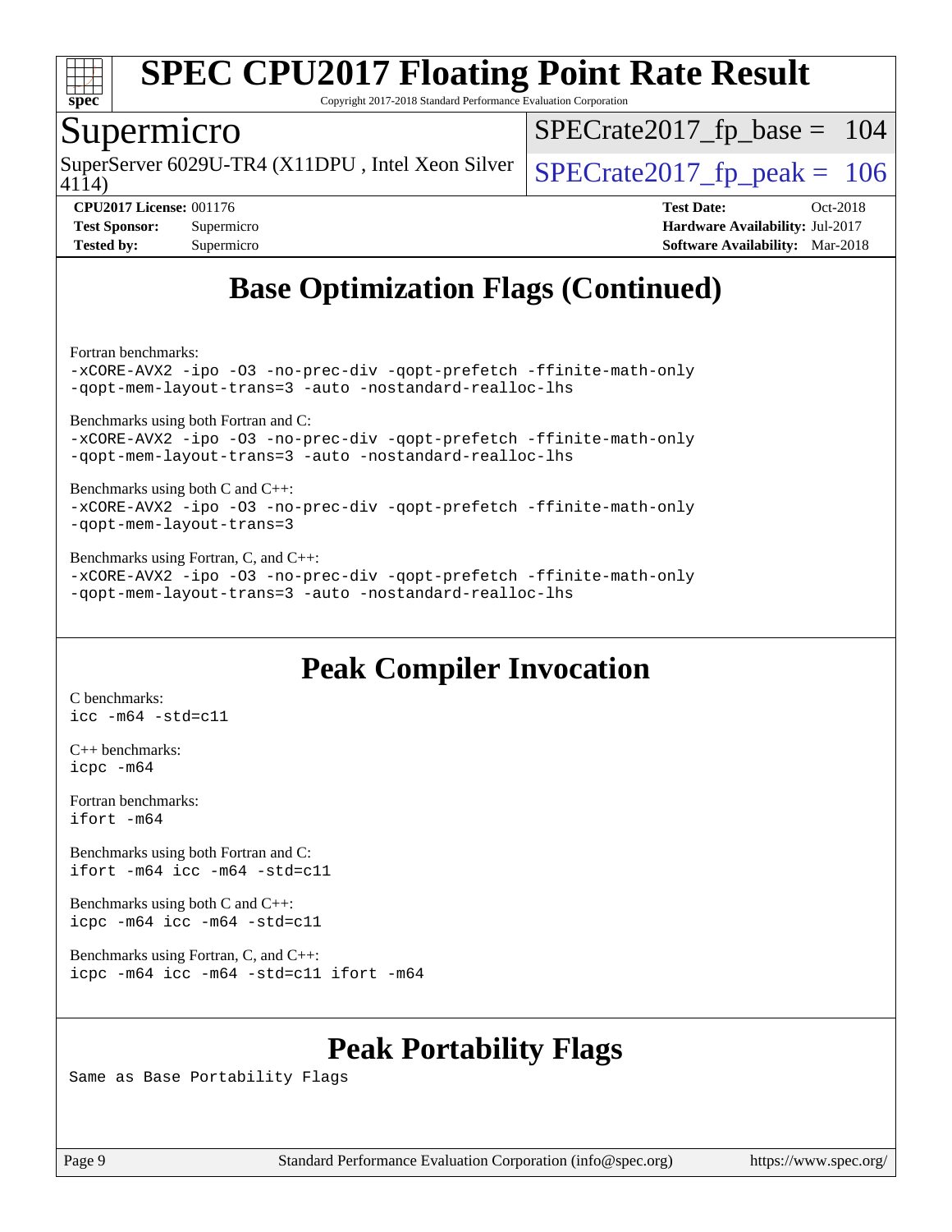## Base Optimization Flags (Continued)

Fortran benchmarks:
```
-xCORE-AVX2 -ipo -O3 -no-prec-div -qopt-prefetch -ffinite-math-only
-qopt-mem-layout-trans=3 -auto -nostandard-realloc-lhs
```

Benchmarks using both Fortran and C:
```
-xCORE-AVX2 -ipo -O3 -no-prec-div -qopt-prefetch -ffinite-math-only
-qopt-mem-layout-trans=3 -auto -nostandard-realloc-lhs
```

Benchmarks using both C and C++:
```
-xCORE-AVX2 -ipo -O3 -no-prec-div -qopt-prefetch -ffinite-math-only
-qopt-mem-layout-trans=3
```

Benchmarks using Fortran, C, and C++:
```
-xCORE-AVX2 -ipo -O3 -no-prec-div -qopt-prefetch -ffinite-math-only
-qopt-mem-layout-trans=3 -auto -nostandard-realloc-lhs
```

## Peak Compiler Invocation

C benchmarks:
```
icc -m64 -std=c11
```

C++ benchmarks:
```
icpc -m64
```

Fortran benchmarks:
```
ifort -m64
```

Benchmarks using both Fortran and C:
```
ifort -m64 icc -m64 -std=c11
```

Benchmarks using both C and C++:
```
icpc -m64 icc -m64 -std=c11
```

Benchmarks using Fortran, C, and C++:
```
icpc -m64 icc -m64 -std=c11 ifort -m64
```

## Peak Portability Flags

Same as Base Portability Flags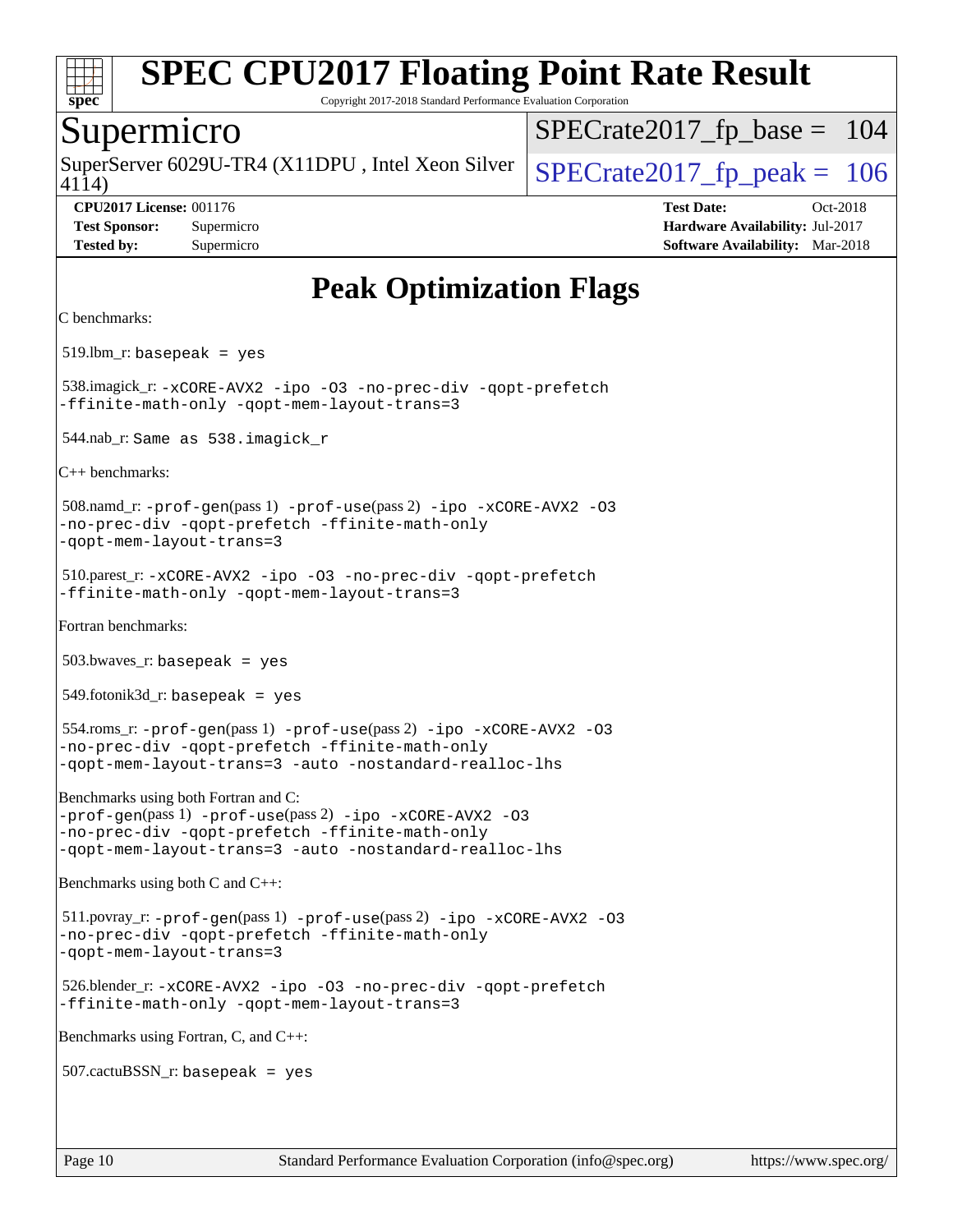# Peak Optimization Flags

C benchmarks:

519.lbm_r: `basepeak = yes`

538.imagick_r: `-xCORE-AVX2 -ipo -O3 -no-prec-div -qopt-prefetch -ffinite-math-only -qopt-mem-layout-trans=3`

544.nab_r: `Same as 538.imagick_r`

C++ benchmarks:

508.namd_r: `-prof-gen`(pass 1) `-prof-use`(pass 2) `-ipo -xCORE-AVX2 -O3 -no-prec-div -qopt-prefetch -ffinite-math-only -qopt-mem-layout-trans=3`

510.parest_r: `-xCORE-AVX2 -ipo -O3 -no-prec-div -qopt-prefetch -ffinite-math-only -qopt-mem-layout-trans=3`

Fortran benchmarks:

503.bwaves_r: `basepeak = yes`

549.fotonik3d_r: `basepeak = yes`

554.roms_r: `-prof-gen`(pass 1) `-prof-use`(pass 2) `-ipo -xCORE-AVX2 -O3 -no-prec-div -qopt-prefetch -ffinite-math-only -qopt-mem-layout-trans=3 -auto -nostandard-realloc-lhs`

Benchmarks using both Fortran and C:
`-prof-gen`(pass 1) `-prof-use`(pass 2) `-ipo -xCORE-AVX2 -O3 -no-prec-div -qopt-prefetch -ffinite-math-only -qopt-mem-layout-trans=3 -auto -nostandard-realloc-lhs`

Benchmarks using both C and C++:

511.povray_r: `-prof-gen`(pass 1) `-prof-use`(pass 2) `-ipo -xCORE-AVX2 -O3 -no-prec-div -qopt-prefetch -ffinite-math-only -qopt-mem-layout-trans=3`

526.blender_r: `-xCORE-AVX2 -ipo -O3 -no-prec-div -qopt-prefetch -ffinite-math-only -qopt-mem-layout-trans=3`

Benchmarks using Fortran, C, and C++:

507.cactuBSSN_r: `basepeak = yes`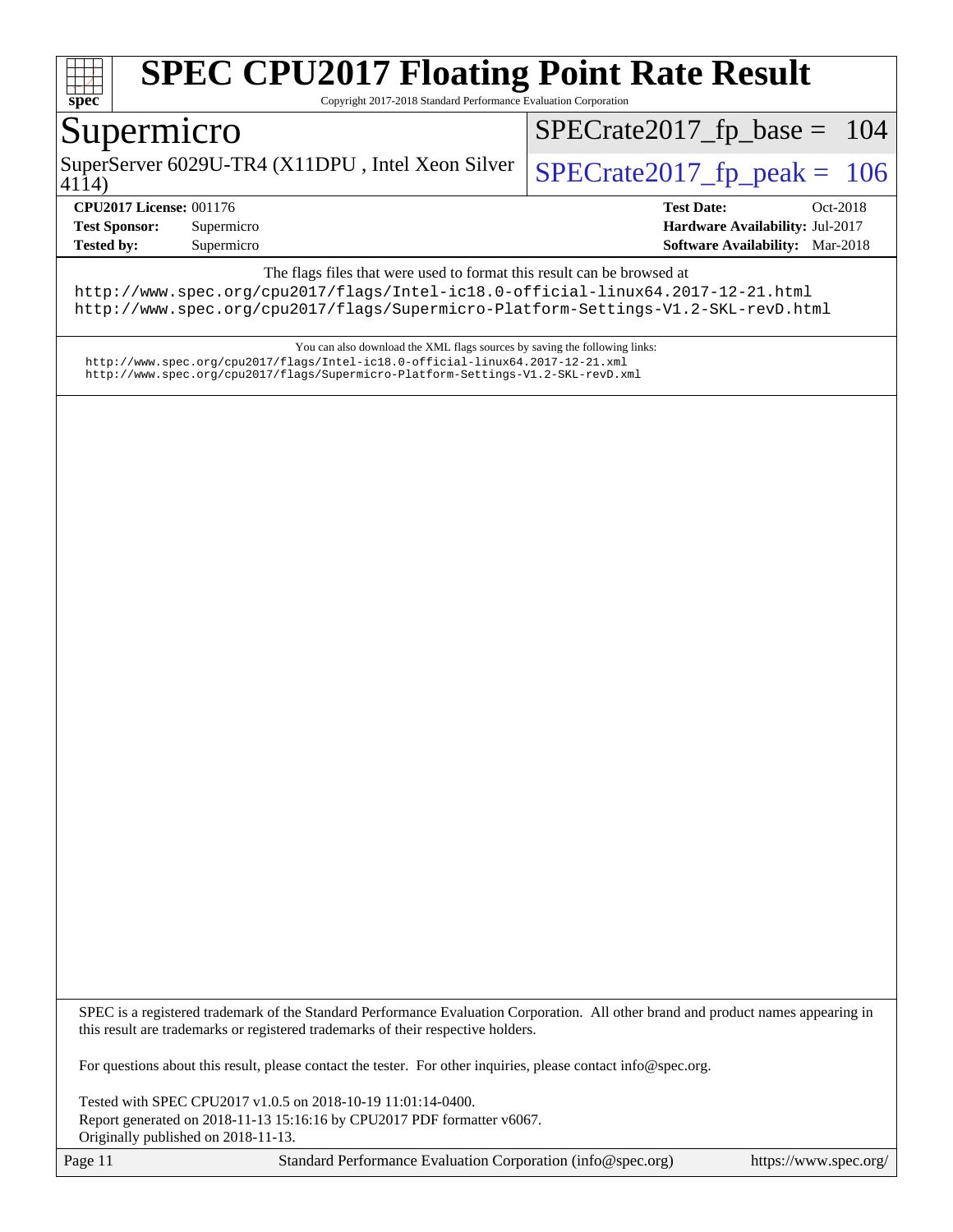The flags files that were used to format this result can be browsed at

http://www.spec.org/cpu2017/flags/Intel-ic18.0-official-linux64.2017-12-21.html
http://www.spec.org/cpu2017/flags/Supermicro-Platform-Settings-V1.2-SKL-revD.html

You can also download the XML flags sources by saving the following links:

http://www.spec.org/cpu2017/flags/Intel-ic18.0-official-linux64.2017-12-21.xml
http://www.spec.org/cpu2017/flags/Supermicro-Platform-Settings-V1.2-SKL-revD.xml

SPEC is a registered trademark of the Standard Performance Evaluation Corporation. All other brand and product names appearing in this result are trademarks or registered trademarks of their respective holders.

For questions about this result, please contact the tester. For other inquiries, please contact info@spec.org.

Tested with SPEC CPU2017 v1.0.5 on 2018-10-19 11:01:14-0400.
Report generated on 2018-11-13 15:16:16 by CPU2017 PDF formatter v6067.
Originally published on 2018-11-13.